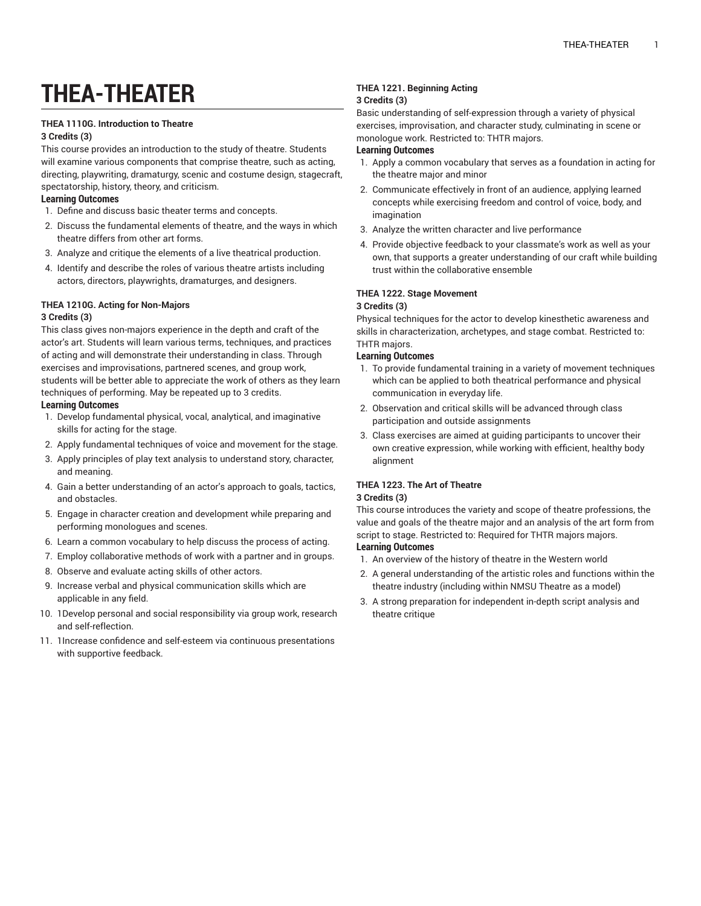# THEA-THEATER

**THEA 1110G. Introduction to Theatre**
**3 Credits (3)**

This course provides an introduction to the study of theatre. Students will examine various components that comprise theatre, such as acting, directing, playwriting, dramaturgy, scenic and costume design, stagecraft, spectatorship, history, theory, and criticism.

**Learning Outcomes**

1. Define and discuss basic theater terms and concepts.
2. Discuss the fundamental elements of theatre, and the ways in which theatre differs from other art forms.
3. Analyze and critique the elements of a live theatrical production.
4. Identify and describe the roles of various theatre artists including actors, directors, playwrights, dramaturges, and designers.

**THEA 1210G. Acting for Non-Majors**
**3 Credits (3)**

This class gives non-majors experience in the depth and craft of the actor's art. Students will learn various terms, techniques, and practices of acting and will demonstrate their understanding in class. Through exercises and improvisations, partnered scenes, and group work, students will be better able to appreciate the work of others as they learn techniques of performing. May be repeated up to 3 credits.

**Learning Outcomes**

1. Develop fundamental physical, vocal, analytical, and imaginative skills for acting for the stage.
2. Apply fundamental techniques of voice and movement for the stage.
3. Apply principles of play text analysis to understand story, character, and meaning.
4. Gain a better understanding of an actor's approach to goals, tactics, and obstacles.
5. Engage in character creation and development while preparing and performing monologues and scenes.
6. Learn a common vocabulary to help discuss the process of acting.
7. Employ collaborative methods of work with a partner and in groups.
8. Observe and evaluate acting skills of other actors.
9. Increase verbal and physical communication skills which are applicable in any field.
10. 1Develop personal and social responsibility via group work, research and self-reflection.
11. 1Increase confidence and self-esteem via continuous presentations with supportive feedback.

**THEA 1221. Beginning Acting**
**3 Credits (3)**

Basic understanding of self-expression through a variety of physical exercises, improvisation, and character study, culminating in scene or monologue work. Restricted to: THTR majors.

**Learning Outcomes**

1. Apply a common vocabulary that serves as a foundation in acting for the theatre major and minor
2. Communicate effectively in front of an audience, applying learned concepts while exercising freedom and control of voice, body, and imagination
3. Analyze the written character and live performance
4. Provide objective feedback to your classmate's work as well as your own, that supports a greater understanding of our craft while building trust within the collaborative ensemble

**THEA 1222. Stage Movement**
**3 Credits (3)**

Physical techniques for the actor to develop kinesthetic awareness and skills in characterization, archetypes, and stage combat. Restricted to: THTR majors.

**Learning Outcomes**

1. To provide fundamental training in a variety of movement techniques which can be applied to both theatrical performance and physical communication in everyday life.
2. Observation and critical skills will be advanced through class participation and outside assignments
3. Class exercises are aimed at guiding participants to uncover their own creative expression, while working with efficient, healthy body alignment

**THEA 1223. The Art of Theatre**
**3 Credits (3)**

This course introduces the variety and scope of theatre professions, the value and goals of the theatre major and an analysis of the art form from script to stage. Restricted to: Required for THTR majors majors.

**Learning Outcomes**

1. An overview of the history of theatre in the Western world
2. A general understanding of the artistic roles and functions within the theatre industry (including within NMSU Theatre as a model)
3. A strong preparation for independent in-depth script analysis and theatre critique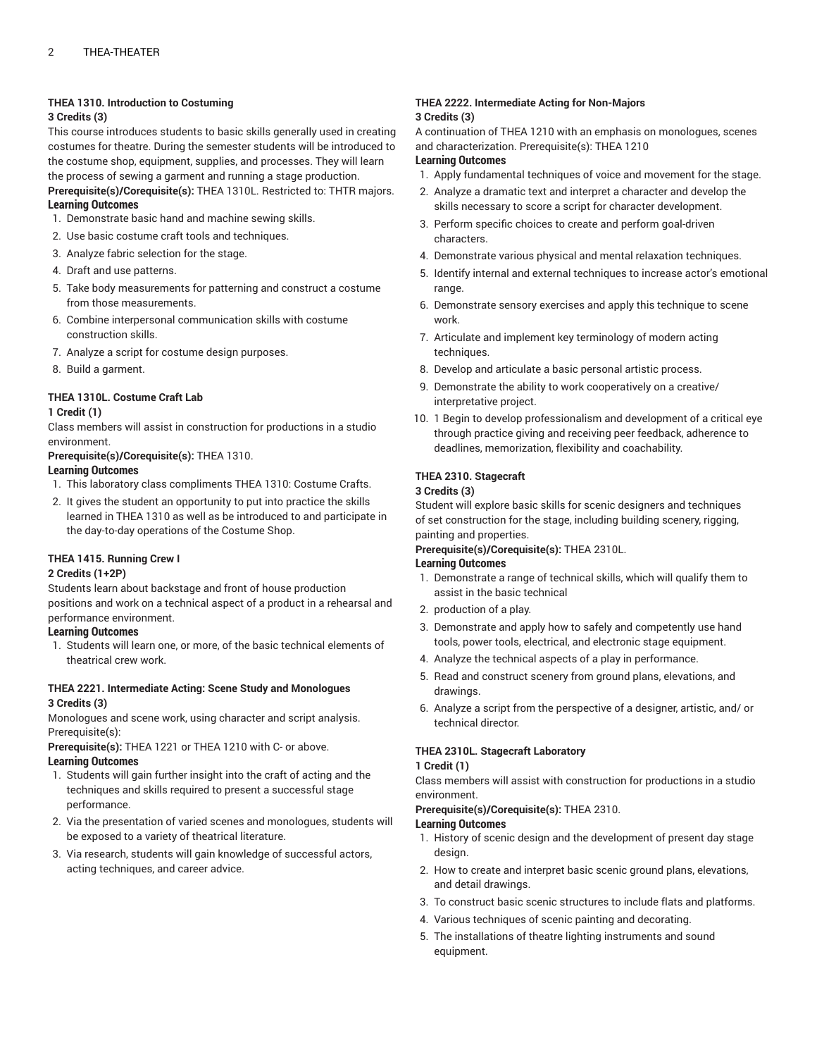#### THEA 1310. Introduction to Costuming

**3 Credits (3)**

This course introduces students to basic skills generally used in creating costumes for theatre. During the semester students will be introduced to the costume shop, equipment, supplies, and processes. They will learn the process of sewing a garment and running a stage production.

**Prerequisite(s)/Corequisite(s):** THEA 1310L. Restricted to: THTR majors.

**Learning Outcomes**

1. Demonstrate basic hand and machine sewing skills.
2. Use basic costume craft tools and techniques.
3. Analyze fabric selection for the stage.
4. Draft and use patterns.
5. Take body measurements for patterning and construct a costume from those measurements.
6. Combine interpersonal communication skills with costume construction skills.
7. Analyze a script for costume design purposes.
8. Build a garment.

#### THEA 1310L. Costume Craft Lab

**1 Credit (1)**

Class members will assist in construction for productions in a studio environment.

**Prerequisite(s)/Corequisite(s):** THEA 1310.

**Learning Outcomes**

1. This laboratory class compliments THEA 1310: Costume Crafts.
2. It gives the student an opportunity to put into practice the skills learned in THEA 1310 as well as be introduced to and participate in the day-to-day operations of the Costume Shop.

#### THEA 1415. Running Crew I

**2 Credits (1+2P)**

Students learn about backstage and front of house production positions and work on a technical aspect of a product in a rehearsal and performance environment.

**Learning Outcomes**

1. Students will learn one, or more, of the basic technical elements of theatrical crew work.

#### THEA 2221. Intermediate Acting: Scene Study and Monologues

**3 Credits (3)**

Monologues and scene work, using character and script analysis. Prerequisite(s):

**Prerequisite(s):** THEA 1221 or THEA 1210 with C- or above.

**Learning Outcomes**

1. Students will gain further insight into the craft of acting and the techniques and skills required to present a successful stage performance.
2. Via the presentation of varied scenes and monologues, students will be exposed to a variety of theatrical literature.
3. Via research, students will gain knowledge of successful actors, acting techniques, and career advice.

#### THEA 2222. Intermediate Acting for Non-Majors

**3 Credits (3)**

A continuation of THEA 1210 with an emphasis on monologues, scenes and characterization. Prerequisite(s): THEA 1210

**Learning Outcomes**

1. Apply fundamental techniques of voice and movement for the stage.
2. Analyze a dramatic text and interpret a character and develop the skills necessary to score a script for character development.
3. Perform specific choices to create and perform goal-driven characters.
4. Demonstrate various physical and mental relaxation techniques.
5. Identify internal and external techniques to increase actor's emotional range.
6. Demonstrate sensory exercises and apply this technique to scene work.
7. Articulate and implement key terminology of modern acting techniques.
8. Develop and articulate a basic personal artistic process.
9. Demonstrate the ability to work cooperatively on a creative/ interpretative project.
10. 1 Begin to develop professionalism and development of a critical eye through practice giving and receiving peer feedback, adherence to deadlines, memorization, flexibility and coachability.

#### THEA 2310. Stagecraft

**3 Credits (3)**

Student will explore basic skills for scenic designers and techniques of set construction for the stage, including building scenery, rigging, painting and properties.

**Prerequisite(s)/Corequisite(s):** THEA 2310L.

**Learning Outcomes**

1. Demonstrate a range of technical skills, which will qualify them to assist in the basic technical
2. production of a play.
3. Demonstrate and apply how to safely and competently use hand tools, power tools, electrical, and electronic stage equipment.
4. Analyze the technical aspects of a play in performance.
5. Read and construct scenery from ground plans, elevations, and drawings.
6. Analyze a script from the perspective of a designer, artistic, and/ or technical director.

#### THEA 2310L. Stagecraft Laboratory

**1 Credit (1)**

Class members will assist with construction for productions in a studio environment.

**Prerequisite(s)/Corequisite(s):** THEA 2310.

**Learning Outcomes**

1. History of scenic design and the development of present day stage design.
2. How to create and interpret basic scenic ground plans, elevations, and detail drawings.
3. To construct basic scenic structures to include flats and platforms.
4. Various techniques of scenic painting and decorating.
5. The installations of theatre lighting instruments and sound equipment.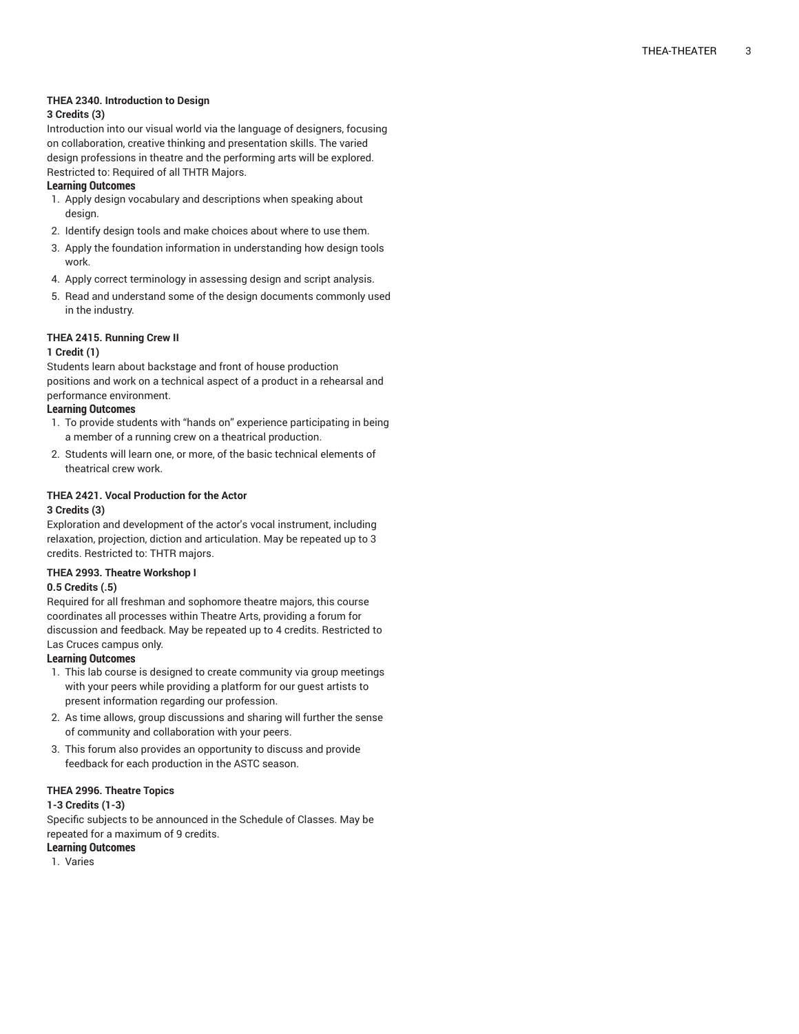### THEA 2340. Introduction to Design

**3 Credits (3)**

Introduction into our visual world via the language of designers, focusing on collaboration, creative thinking and presentation skills. The varied design professions in theatre and the performing arts will be explored. Restricted to: Required of all THTR Majors.

**Learning Outcomes**

1. Apply design vocabulary and descriptions when speaking about design.
2. Identify design tools and make choices about where to use them.
3. Apply the foundation information in understanding how design tools work.
4. Apply correct terminology in assessing design and script analysis.
5. Read and understand some of the design documents commonly used in the industry.

### THEA 2415. Running Crew II

**1 Credit (1)**

Students learn about backstage and front of house production positions and work on a technical aspect of a product in a rehearsal and performance environment.

**Learning Outcomes**

1. To provide students with "hands on" experience participating in being a member of a running crew on a theatrical production.
2. Students will learn one, or more, of the basic technical elements of theatrical crew work.

### THEA 2421. Vocal Production for the Actor

**3 Credits (3)**

Exploration and development of the actor's vocal instrument, including relaxation, projection, diction and articulation. May be repeated up to 3 credits. Restricted to: THTR majors.

### THEA 2993. Theatre Workshop I

**0.5 Credits (.5)**

Required for all freshman and sophomore theatre majors, this course coordinates all processes within Theatre Arts, providing a forum for discussion and feedback. May be repeated up to 4 credits. Restricted to Las Cruces campus only.

**Learning Outcomes**

1. This lab course is designed to create community via group meetings with your peers while providing a platform for our guest artists to present information regarding our profession.
2. As time allows, group discussions and sharing will further the sense of community and collaboration with your peers.
3. This forum also provides an opportunity to discuss and provide feedback for each production in the ASTC season.

### THEA 2996. Theatre Topics

**1-3 Credits (1-3)**

Specific subjects to be announced in the Schedule of Classes. May be repeated for a maximum of 9 credits.

**Learning Outcomes**

1. Varies